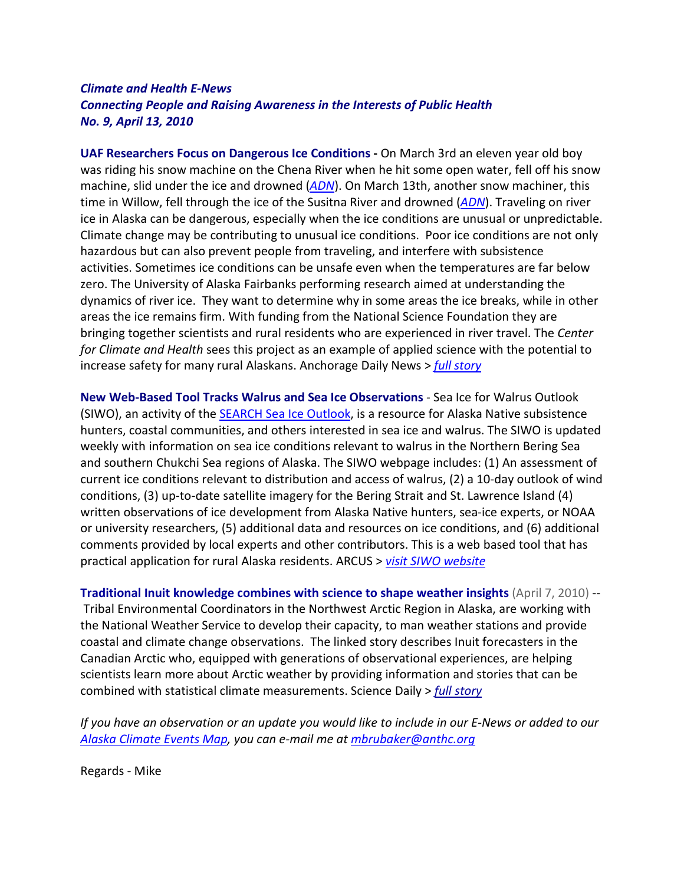***Climate and Health E-News***
***Connecting People and Raising Awareness in the Interests of Public Health***
***No. 9, April 13, 2010***

**UAF Researchers Focus on Dangerous Ice Conditions -** On March 3rd an eleven year old boy was riding his snow machine on the Chena River when he hit some open water, fell off his snow machine, slid under the ice and drowned (*ADN*). On March 13th, another snow machiner, this time in Willow, fell through the ice of the Susitna River and drowned (*ADN*). Traveling on river ice in Alaska can be dangerous, especially when the ice conditions are unusual or unpredictable. Climate change may be contributing to unusual ice conditions. Poor ice conditions are not only hazardous but can also prevent people from traveling, and interfere with subsistence activities. Sometimes ice conditions can be unsafe even when the temperatures are far below zero. The University of Alaska Fairbanks performing research aimed at understanding the dynamics of river ice. They want to determine why in some areas the ice breaks, while in other areas the ice remains firm. With funding from the National Science Foundation they are bringing together scientists and rural residents who are experienced in river travel. The *Center for Climate and Health* sees this project as an example of applied science with the potential to increase safety for many rural Alaskans. Anchorage Daily News > *full story*

**New Web-Based Tool Tracks Walrus and Sea Ice Observations** - Sea Ice for Walrus Outlook (SIWO), an activity of the SEARCH Sea Ice Outlook, is a resource for Alaska Native subsistence hunters, coastal communities, and others interested in sea ice and walrus. The SIWO is updated weekly with information on sea ice conditions relevant to walrus in the Northern Bering Sea and southern Chukchi Sea regions of Alaska. The SIWO webpage includes: (1) An assessment of current ice conditions relevant to distribution and access of walrus, (2) a 10-day outlook of wind conditions, (3) up-to-date satellite imagery for the Bering Strait and St. Lawrence Island (4) written observations of ice development from Alaska Native hunters, sea-ice experts, or NOAA or university researchers, (5) additional data and resources on ice conditions, and (6) additional comments provided by local experts and other contributors. This is a web based tool that has practical application for rural Alaska residents. ARCUS > *visit SIWO website*

**Traditional Inuit knowledge combines with science to shape weather insights** (April 7, 2010) -- Tribal Environmental Coordinators in the Northwest Arctic Region in Alaska, are working with the National Weather Service to develop their capacity, to man weather stations and provide coastal and climate change observations. The linked story describes Inuit forecasters in the Canadian Arctic who, equipped with generations of observational experiences, are helping scientists learn more about Arctic weather by providing information and stories that can be combined with statistical climate measurements. Science Daily > *full story*

*If you have an observation or an update you would like to include in our E-News or added to our Alaska Climate Events Map, you can e-mail me at mbrubaker@anthc.org*

Regards - Mike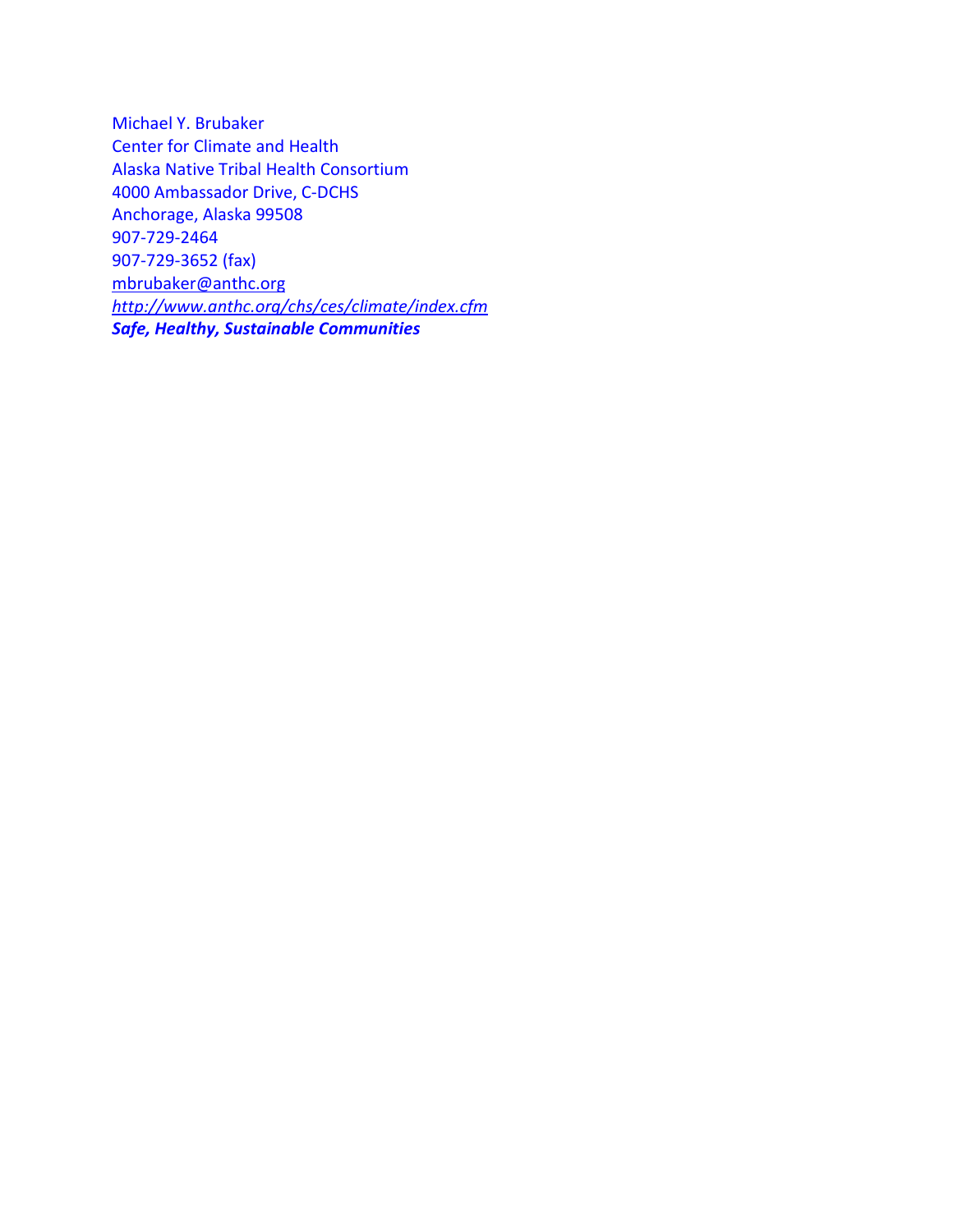Michael Y. Brubaker
Center for Climate and Health
Alaska Native Tribal Health Consortium
4000 Ambassador Drive, C-DCHS
Anchorage, Alaska 99508
907-729-2464
907-729-3652 (fax)
mbrubaker@anthc.org
*http://www.anthc.org/chs/ces/climate/index.cfm*
***Safe, Healthy, Sustainable Communities***